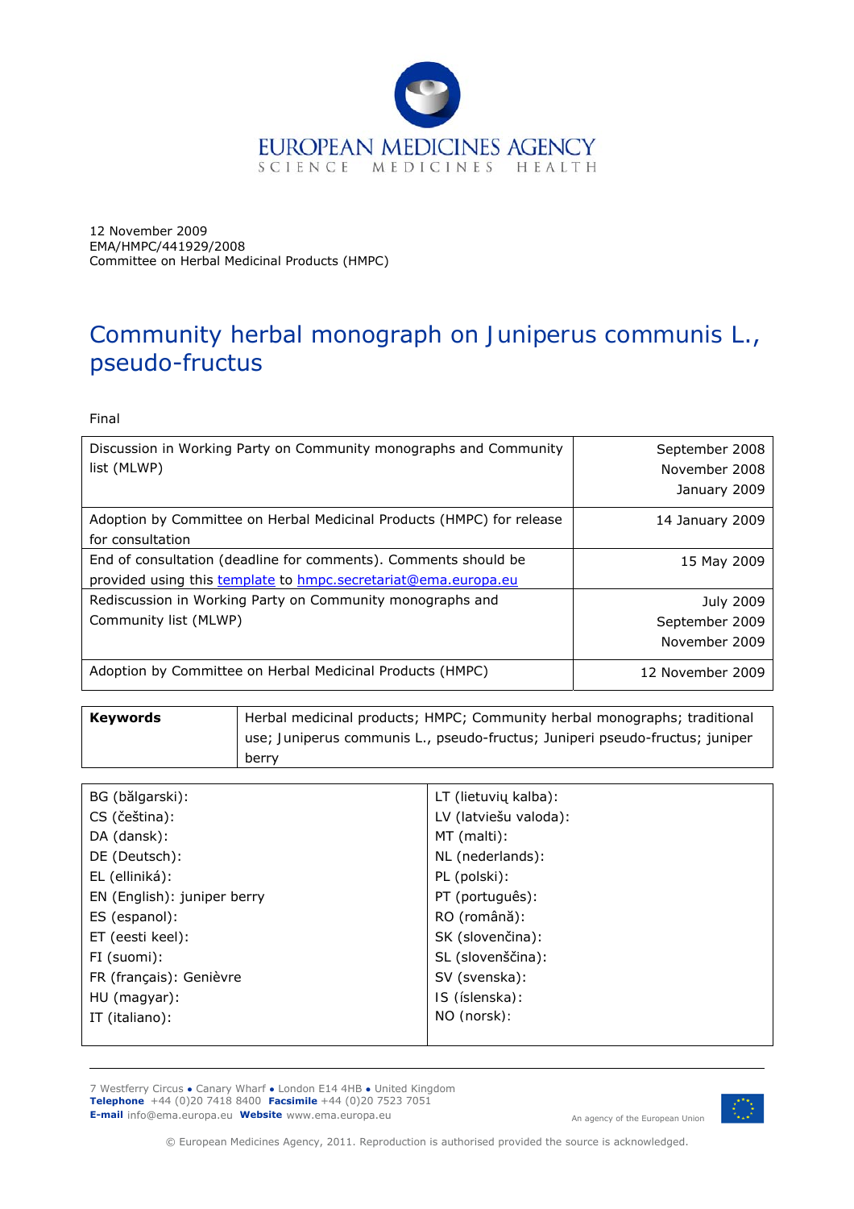EUROPEAN MEDICINES AGENCY
SCIENCE MEDICINES HEALTH

12 November 2009
EMA/HMPC/441929/2008
Committee on Herbal Medicinal Products (HMPC)

# Community herbal monograph on Juniperus communis L., pseudo-fructus

Final

| | |
|---|---|
| Discussion in Working Party on Community monographs and Community list (MLWP) | September 2008<br>November 2008<br>January 2009 |
| Adoption by Committee on Herbal Medicinal Products (HMPC) for release for consultation | 14 January 2009 |
| End of consultation (deadline for comments). Comments should be provided using this template to hmpc.secretariat@ema.europa.eu | 15 May 2009 |
| Rediscussion in Working Party on Community monographs and Community list (MLWP) | July 2009<br>September 2009<br>November 2009 |
| Adoption by Committee on Herbal Medicinal Products (HMPC) | 12 November 2009 |

| | |
|---|---|
| **Keywords** | Herbal medicinal products; HMPC; Community herbal monographs; traditional use; Juniperus communis L., pseudo-fructus; Juniperi pseudo-fructus; juniper berry |

| | |
|---|---|
| BG (bălgarski): | LT (lietuvių kalba): |
| CS (čeština): | LV (latviešu valoda): |
| DA (dansk): | MT (malti): |
| DE (Deutsch): | NL (nederlands): |
| EL (elliniká): | PL (polski): |
| EN (English): juniper berry | PT (português): |
| ES (espanol): | RO (română): |
| ET (eesti keel): | SK (slovenčina): |
| FI (suomi): | SL (slovenščina): |
| FR (français): Genièvre | SV (svenska): |
| HU (magyar): | IS (íslenska): |
| IT (italiano): | NO (norsk): |

7 Westferry Circus ● Canary Wharf ● London E14 4HB ● United Kingdom
**Telephone** +44 (0)20 7418 8400 **Facsimile** +44 (0)20 7523 7051
**E-mail** info@ema.europa.eu **Website** www.ema.europa.eu

An agency of the European Union

© European Medicines Agency, 2011. Reproduction is authorised provided the source is acknowledged.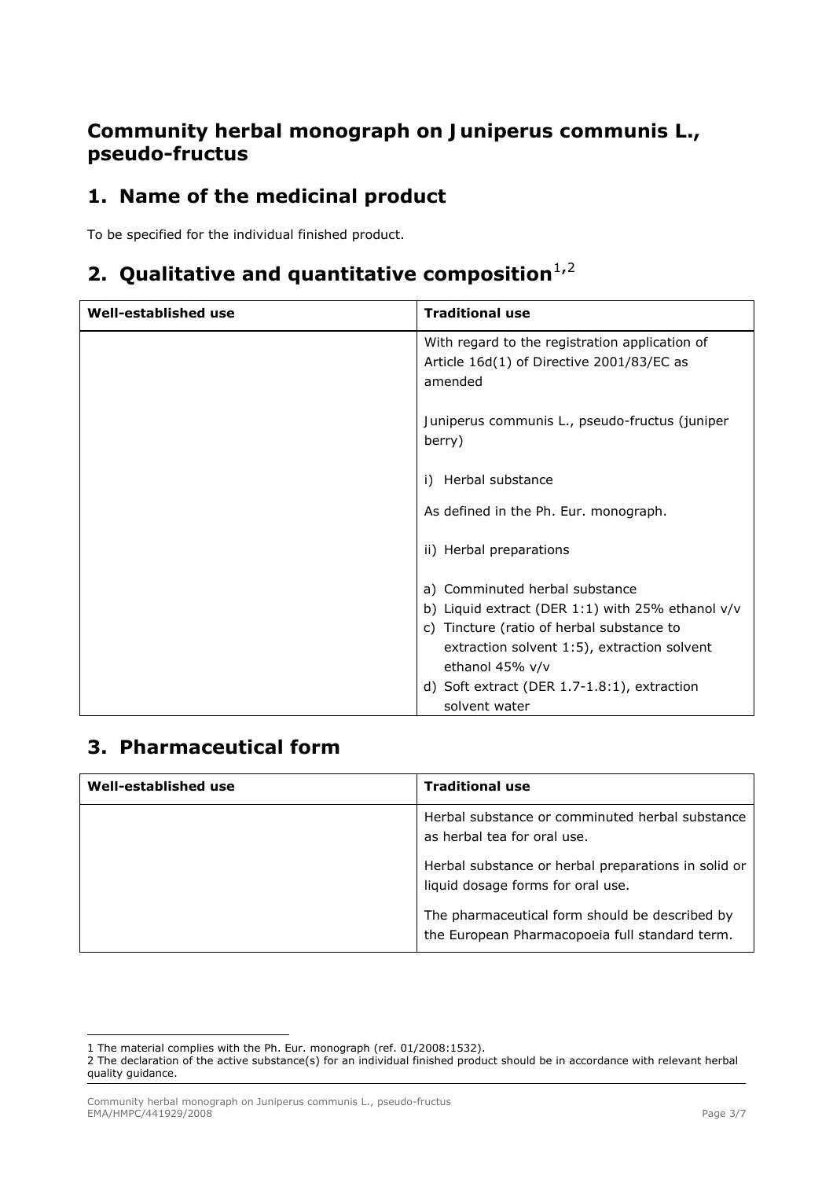## Community herbal monograph on Juniperus communis L., pseudo-fructus

## 1. Name of the medicinal product

To be specified for the individual finished product.

## 2. Qualitative and quantitative composition[1,2]

| Well-established use | Traditional use |
|---|---|
| | With regard to the registration application of Article 16d(1) of Directive 2001/83/EC as amended<br><br>Juniperus communis L., pseudo-fructus (juniper berry)<br><br>i) Herbal substance<br><br>As defined in the Ph. Eur. monograph.<br><br>ii) Herbal preparations<br><br>a) Comminuted herbal substance<br>b) Liquid extract (DER 1:1) with 25% ethanol v/v<br>c) Tincture (ratio of herbal substance to extraction solvent 1:5), extraction solvent ethanol 45% v/v<br>d) Soft extract (DER 1.7-1.8:1), extraction solvent water |

## 3. Pharmaceutical form

| Well-established use | Traditional use |
|---|---|
| | Herbal substance or comminuted herbal substance as herbal tea for oral use.<br><br>Herbal substance or herbal preparations in solid or liquid dosage forms for oral use.<br><br>The pharmaceutical form should be described by the European Pharmacopoeia full standard term. |

1 The material complies with the Ph. Eur. monograph (ref. 01/2008:1532).

2 The declaration of the active substance(s) for an individual finished product should be in accordance with relevant herbal quality guidance.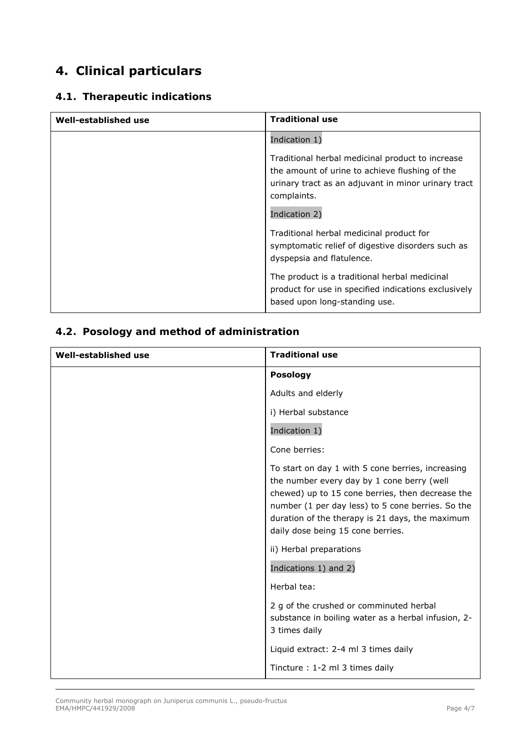## 4. Clinical particulars

### 4.1. Therapeutic indications

| Well-established use | Traditional use |
|---|---|
| | Indication 1)<br><br>Traditional herbal medicinal product to increase the amount of urine to achieve flushing of the urinary tract as an adjuvant in minor urinary tract complaints.<br><br>Indication 2)<br><br>Traditional herbal medicinal product for symptomatic relief of digestive disorders such as dyspepsia and flatulence.<br><br>The product is a traditional herbal medicinal product for use in specified indications exclusively based upon long-standing use. |

### 4.2. Posology and method of administration

| Well-established use | Traditional use |
|---|---|
| | **Posology**<br><br>Adults and elderly<br><br>i) Herbal substance<br><br>Indication 1)<br><br>Cone berries:<br><br>To start on day 1 with 5 cone berries, increasing the number every day by 1 cone berry (well chewed) up to 15 cone berries, then decrease the number (1 per day less) to 5 cone berries. So the duration of the therapy is 21 days, the maximum daily dose being 15 cone berries.<br><br>ii) Herbal preparations<br><br>Indications 1) and 2)<br><br>Herbal tea:<br><br>2 g of the crushed or comminuted herbal substance in boiling water as a herbal infusion, 2-3 times daily<br><br>Liquid extract: 2-4 ml 3 times daily<br><br>Tincture : 1-2 ml 3 times daily |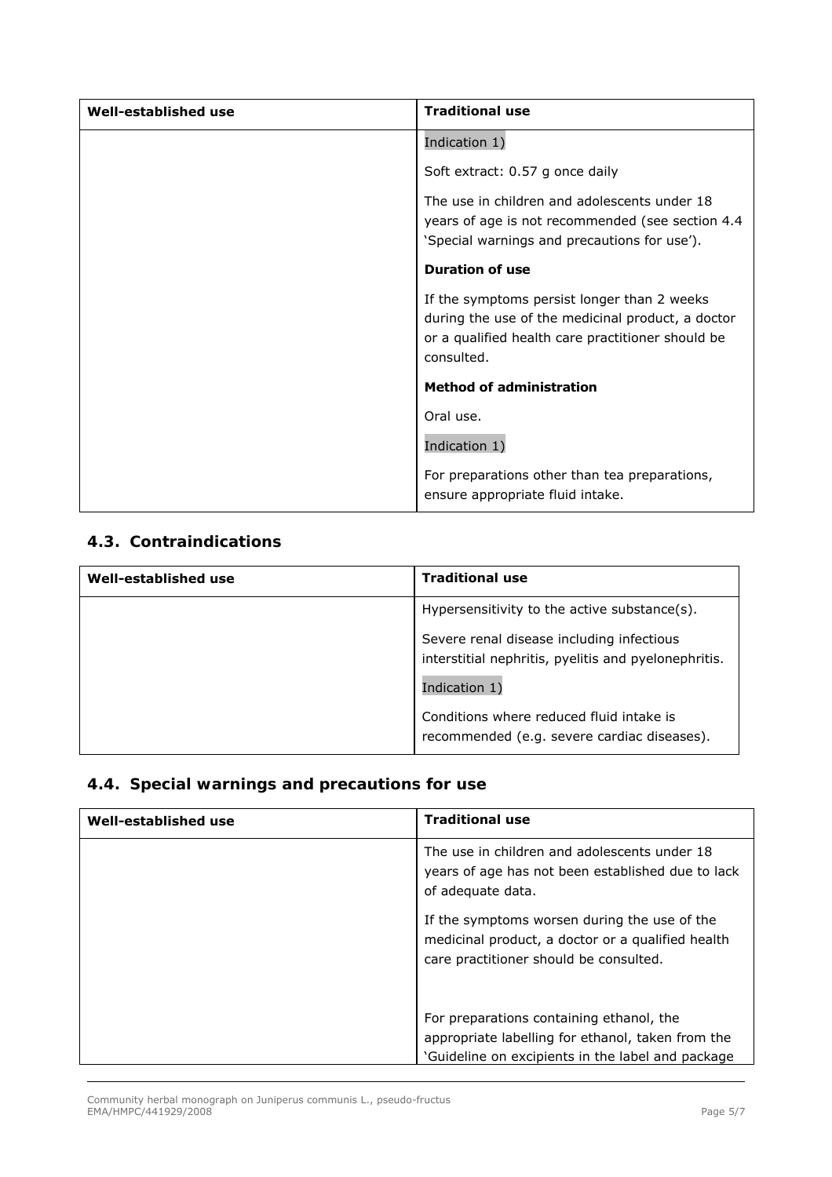| Well-established use | Traditional use |
| --- | --- |
| | Indication 1)<br><br>Soft extract: 0.57 g once daily<br><br>The use in children and adolescents under 18 years of age is not recommended (see section 4.4 'Special warnings and precautions for use').<br><br>**Duration of use**<br><br>If the symptoms persist longer than 2 weeks during the use of the medicinal product, a doctor or a qualified health care practitioner should be consulted.<br><br>**Method of administration**<br><br>Oral use.<br><br>Indication 1)<br><br>For preparations other than tea preparations, ensure appropriate fluid intake. |

## 4.3. Contraindications

| Well-established use | Traditional use |
| --- | --- |
| | Hypersensitivity to the active substance(s).<br><br>Severe renal disease including infectious interstitial nephritis, pyelitis and pyelonephritis.<br><br>Indication 1)<br><br>Conditions where reduced fluid intake is recommended (e.g. severe cardiac diseases). |

## 4.4. Special warnings and precautions for use

| Well-established use | Traditional use |
| --- | --- |
| | The use in children and adolescents under 18 years of age has not been established due to lack of adequate data.<br><br>If the symptoms worsen during the use of the medicinal product, a doctor or a qualified health care practitioner should be consulted.<br><br>For preparations containing ethanol, the appropriate labelling for ethanol, taken from the 'Guideline on excipients in the label and package |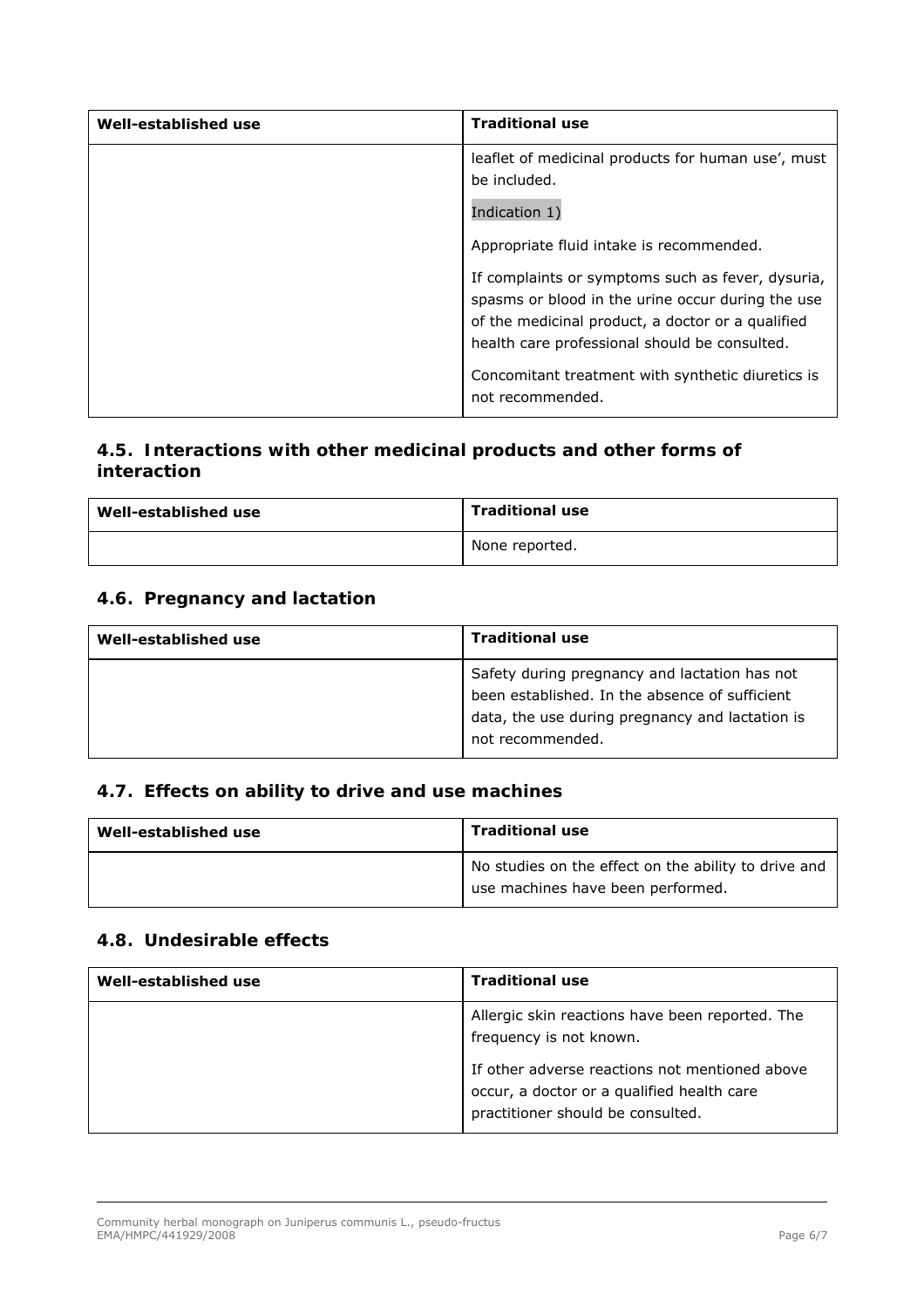| Well-established use | Traditional use |
|---|---|
| | leaflet of medicinal products for human use', must be included.<br><br>Indication 1)<br><br>Appropriate fluid intake is recommended.<br><br>If complaints or symptoms such as fever, dysuria, spasms or blood in the urine occur during the use of the medicinal product, a doctor or a qualified health care professional should be consulted.<br><br>Concomitant treatment with synthetic diuretics is not recommended. |

### 4.5. Interactions with other medicinal products and other forms of interaction

| Well-established use | Traditional use |
|---|---|
| | None reported. |

### 4.6. Pregnancy and lactation

| Well-established use | Traditional use |
|---|---|
| | Safety during pregnancy and lactation has not been established. In the absence of sufficient data, the use during pregnancy and lactation is not recommended. |

### 4.7. Effects on ability to drive and use machines

| Well-established use | Traditional use |
|---|---|
| | No studies on the effect on the ability to drive and use machines have been performed. |

### 4.8. Undesirable effects

| Well-established use | Traditional use |
|---|---|
| | Allergic skin reactions have been reported. The frequency is not known.<br><br>If other adverse reactions not mentioned above occur, a doctor or a qualified health care practitioner should be consulted. |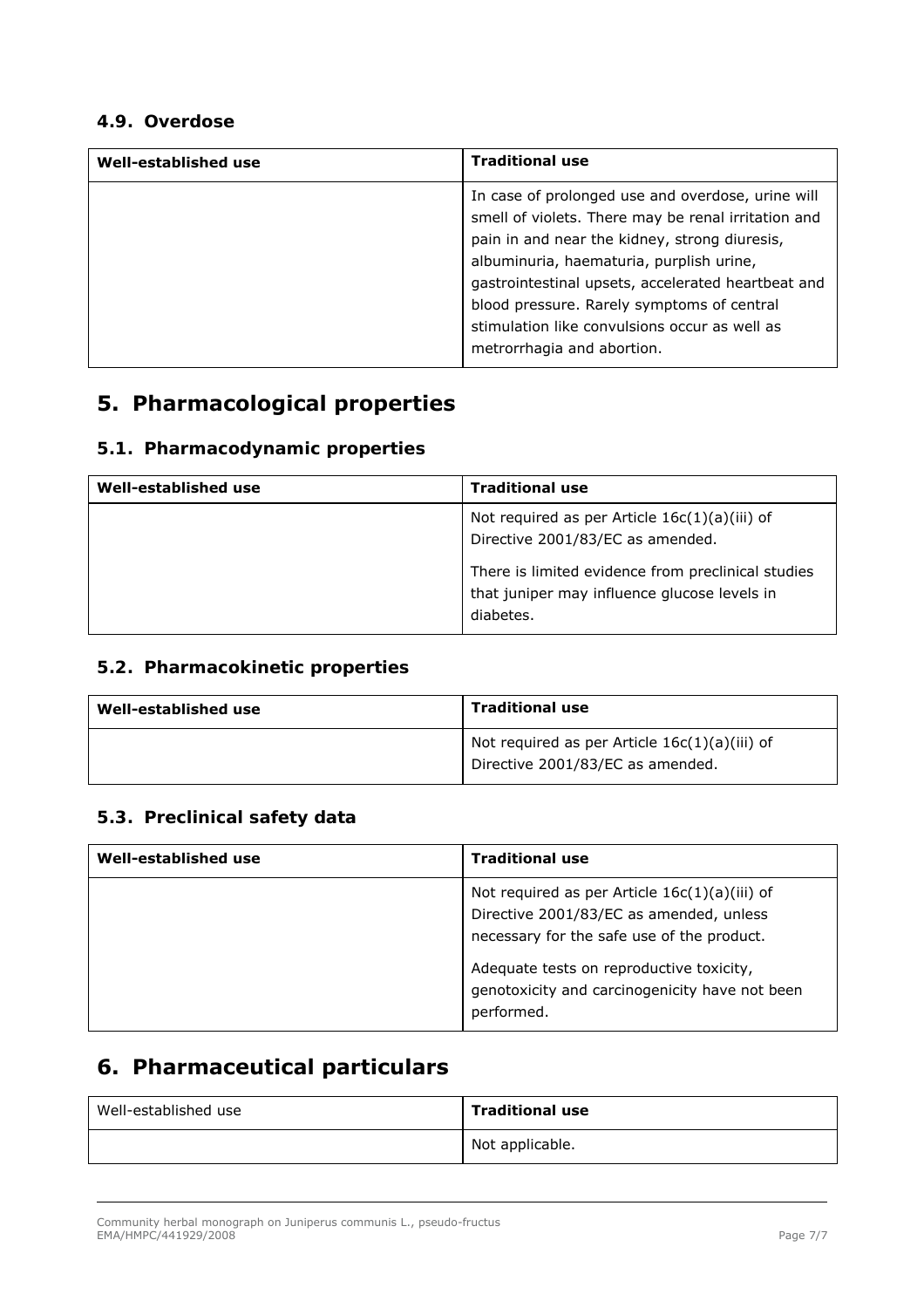### 4.9. Overdose

| Well-established use | Traditional use |
| --- | --- |
| | In case of prolonged use and overdose, urine will smell of violets. There may be renal irritation and pain in and near the kidney, strong diuresis, albuminuria, haematuria, purplish urine, gastrointestinal upsets, accelerated heartbeat and blood pressure. Rarely symptoms of central stimulation like convulsions occur as well as metrorrhagia and abortion. |

## 5. Pharmacological properties

### 5.1. Pharmacodynamic properties

| Well-established use | Traditional use |
| --- | --- |
| | Not required as per Article 16c(1)(a)(iii) of Directive 2001/83/EC as amended.<br><br>There is limited evidence from preclinical studies that juniper may influence glucose levels in diabetes. |

### 5.2. Pharmacokinetic properties

| Well-established use | Traditional use |
| --- | --- |
| | Not required as per Article 16c(1)(a)(iii) of Directive 2001/83/EC as amended. |

### 5.3. Preclinical safety data

| Well-established use | Traditional use |
| --- | --- |
| | Not required as per Article 16c(1)(a)(iii) of Directive 2001/83/EC as amended, unless necessary for the safe use of the product.<br><br>Adequate tests on reproductive toxicity, genotoxicity and carcinogenicity have not been performed. |

## 6. Pharmaceutical particulars

| Well-established use | Traditional use |
| --- | --- |
| | Not applicable. |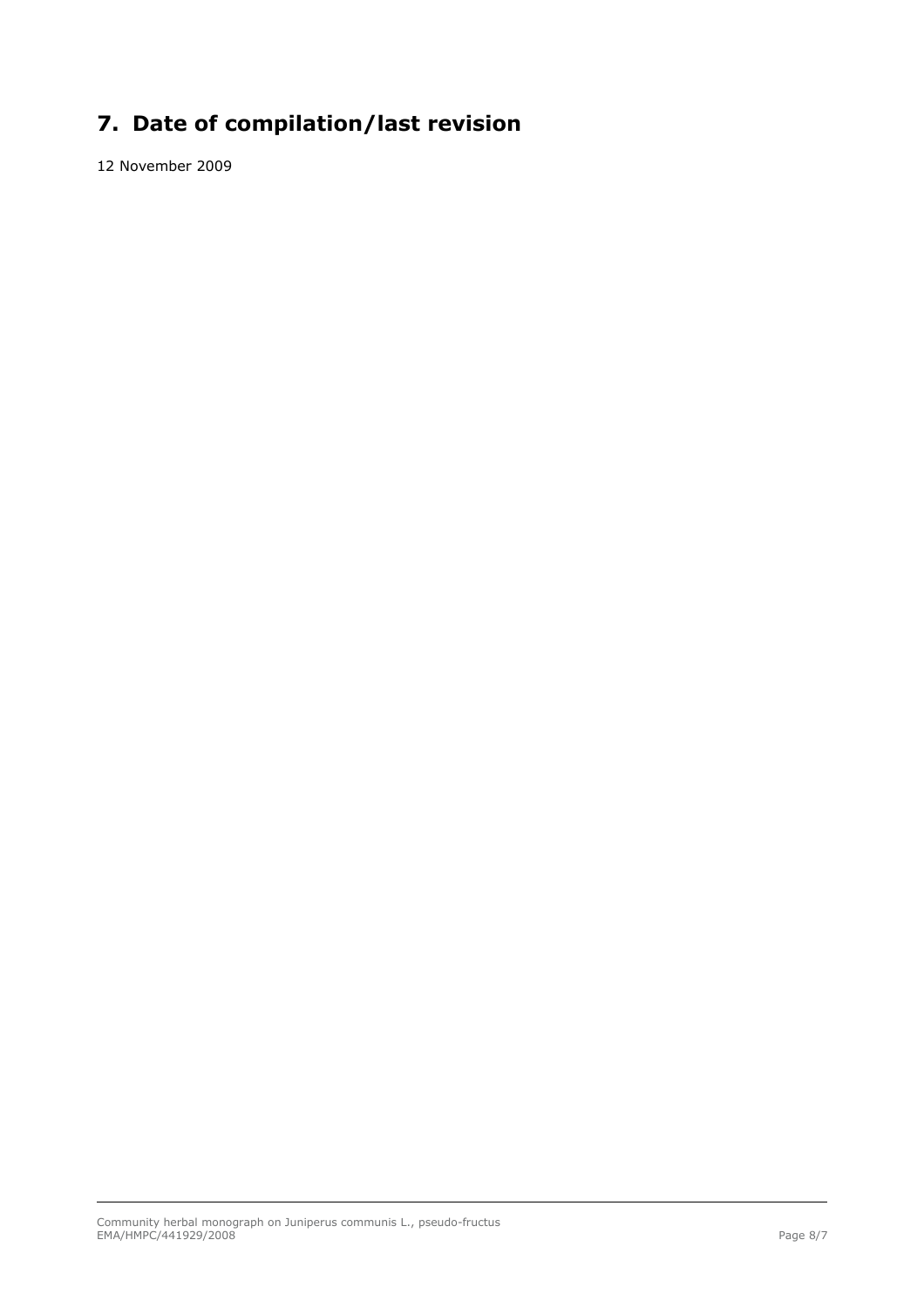## 7. Date of compilation/last revision

12 November 2009